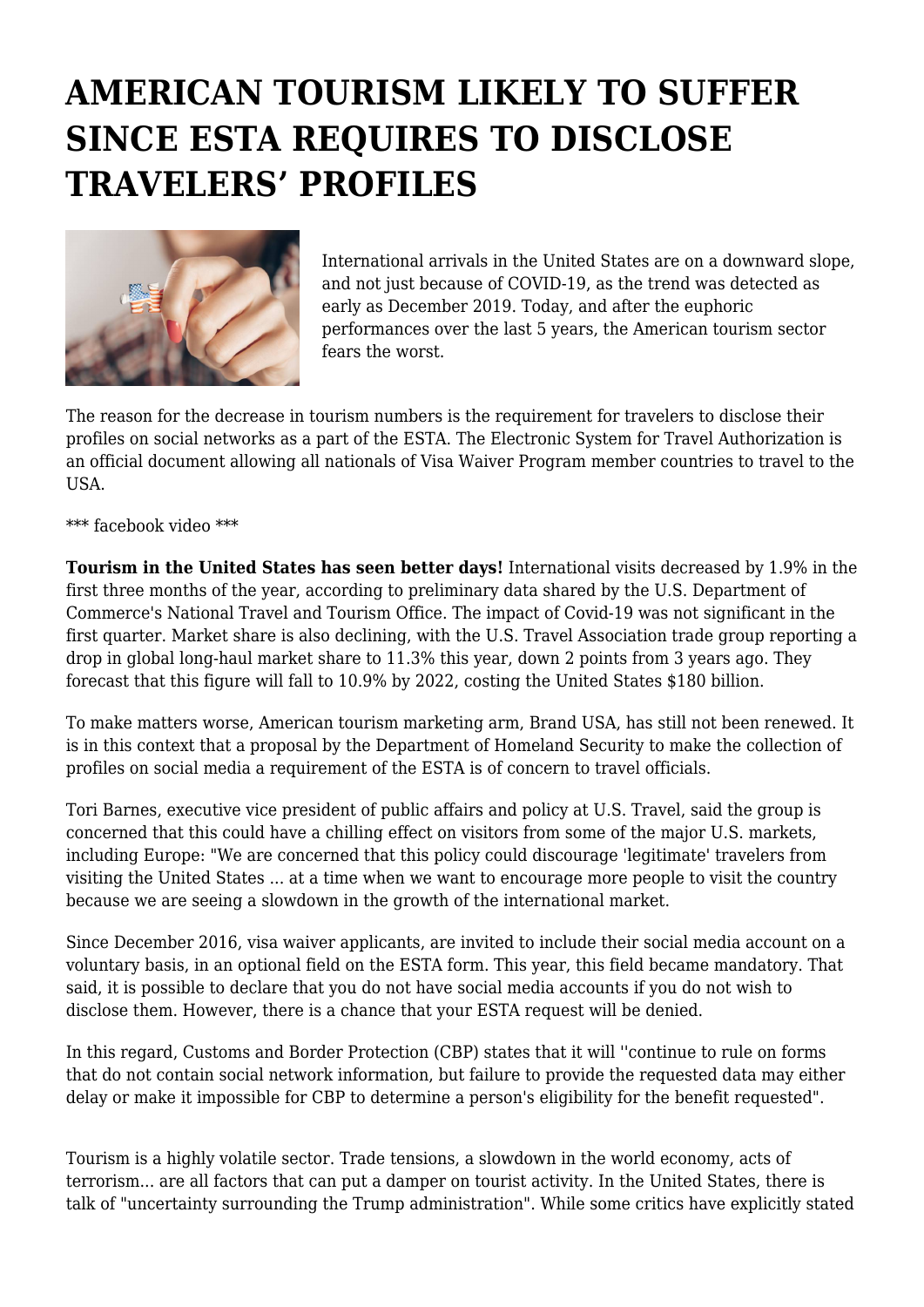# AMERICAN TOURISM LIKELY TO SUFFER SINCE ESTA REQUIRES TO DISCLOSE TRAVELERS' PROFILES

International arrivals in the United States are on a downward slope, and not just because of COVID-19, as the trend was detected as early as December 2019. Today, and after the euphoric performances over the last 5 years, the American tourism sector fears the worst.

The reason for the decrease in tourism numbers is the requirement for travelers to disclose their profiles on social networks as a part of the ESTA. The Electronic System for Travel Authorization is an official document allowing all nationals of Visa Waiver Program member countries to travel to the USA.

*** facebook video ***

**Tourism in the United States has seen better days!** International visits decreased by 1.9% in the first three months of the year, according to preliminary data shared by the U.S. Department of Commerce's National Travel and Tourism Office. The impact of Covid-19 was not significant in the first quarter. Market share is also declining, with the U.S. Travel Association trade group reporting a drop in global long-haul market share to 11.3% this year, down 2 points from 3 years ago. They forecast that this figure will fall to 10.9% by 2022, costing the United States $180 billion.

To make matters worse, American tourism marketing arm, Brand USA, has still not been renewed. It is in this context that a proposal by the Department of Homeland Security to make the collection of profiles on social media a requirement of the ESTA is of concern to travel officials.

Tori Barnes, executive vice president of public affairs and policy at U.S. Travel, said the group is concerned that this could have a chilling effect on visitors from some of the major U.S. markets, including Europe: "We are concerned that this policy could discourage 'legitimate' travelers from visiting the United States ... at a time when we want to encourage more people to visit the country because we are seeing a slowdown in the growth of the international market.

Since December 2016, visa waiver applicants, are invited to include their social media account on a voluntary basis, in an optional field on the ESTA form. This year, this field became mandatory. That said, it is possible to declare that you do not have social media accounts if you do not wish to disclose them. However, there is a chance that your ESTA request will be denied.

In this regard, Customs and Border Protection (CBP) states that it will ''continue to rule on forms that do not contain social network information, but failure to provide the requested data may either delay or make it impossible for CBP to determine a person's eligibility for the benefit requested".

Tourism is a highly volatile sector. Trade tensions, a slowdown in the world economy, acts of terrorism... are all factors that can put a damper on tourist activity. In the United States, there is talk of "uncertainty surrounding the Trump administration". While some critics have explicitly stated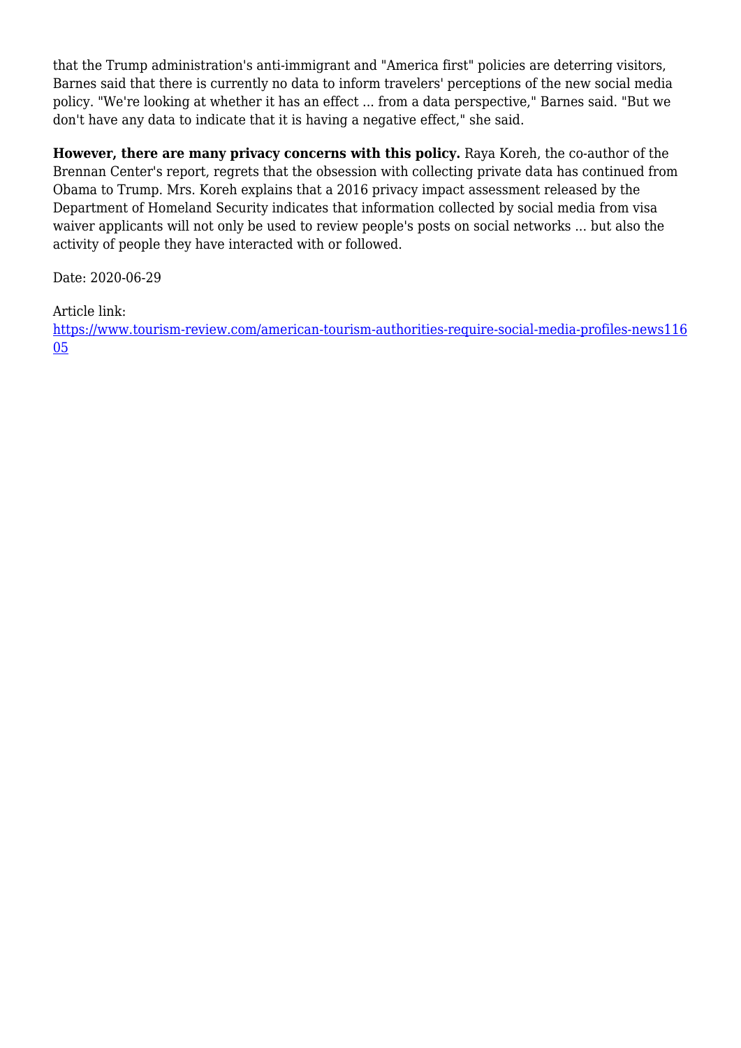that the Trump administration's anti-immigrant and "America first" policies are deterring visitors, Barnes said that there is currently no data to inform travelers' perceptions of the new social media policy. "We're looking at whether it has an effect ... from a data perspective," Barnes said. "But we don't have any data to indicate that it is having a negative effect," she said.

**However, there are many privacy concerns with this policy.** Raya Koreh, the co-author of the Brennan Center's report, regrets that the obsession with collecting private data has continued from Obama to Trump. Mrs. Koreh explains that a 2016 privacy impact assessment released by the Department of Homeland Security indicates that information collected by social media from visa waiver applicants will not only be used to review people's posts on social networks ... but also the activity of people they have interacted with or followed.

Date: 2020-06-29

Article link:
https://www.tourism-review.com/american-tourism-authorities-require-social-media-profiles-news11605